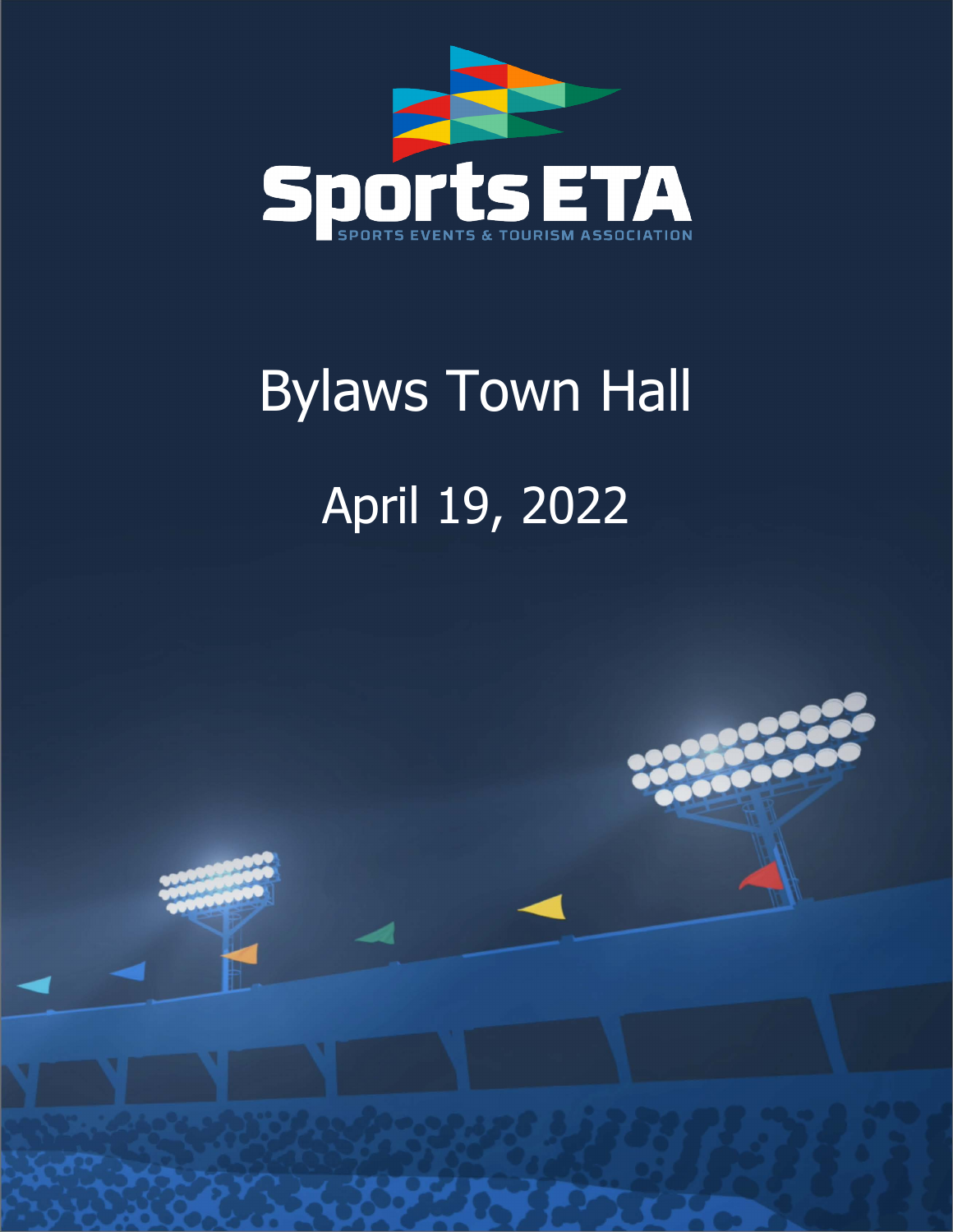SportsETA

SPORTS EVENTS & TOURISM ASSOCIATION

# Bylaws Town Hall

## April 19, 2022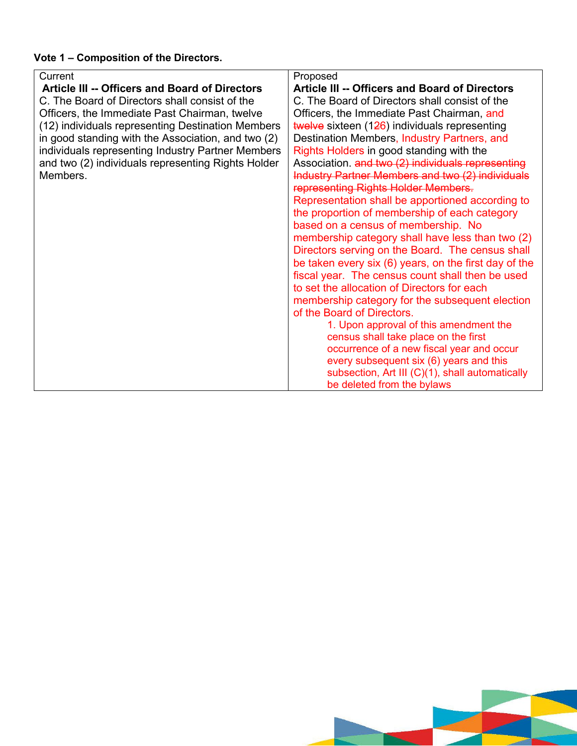**Vote 1 – Composition of the Directors.**

| Current | Proposed |
|---|---|
| **Article III -- Officers and Board of Directors**<br>C. The Board of Directors shall consist of the Officers, the Immediate Past Chairman, twelve (12) individuals representing Destination Members in good standing with the Association, and two (2) individuals representing Industry Partner Members and two (2) individuals representing Rights Holder Members. | **Article III -- Officers and Board of Directors**<br>C. The Board of Directors shall consist of the Officers, the Immediate Past Chairman, and ~~twelve~~ sixteen (1~~2~~6) individuals representing Destination Members, Industry Partners, and Rights Holders in good standing with the Association. ~~and two (2) individuals representing Industry Partner Members and two (2) individuals representing Rights Holder Members.~~ Representation shall be apportioned according to the proportion of membership of each category based on a census of membership. No membership category shall have less than two (2) Directors serving on the Board. The census shall be taken every six (6) years, on the first day of the fiscal year. The census count shall then be used to set the allocation of Directors for each membership category for the subsequent election of the Board of Directors.<br>1. Upon approval of this amendment the census shall take place on the first occurrence of a new fiscal year and occur every subsequent six (6) years and this subsection, Art III (C)(1), shall automatically be deleted from the bylaws |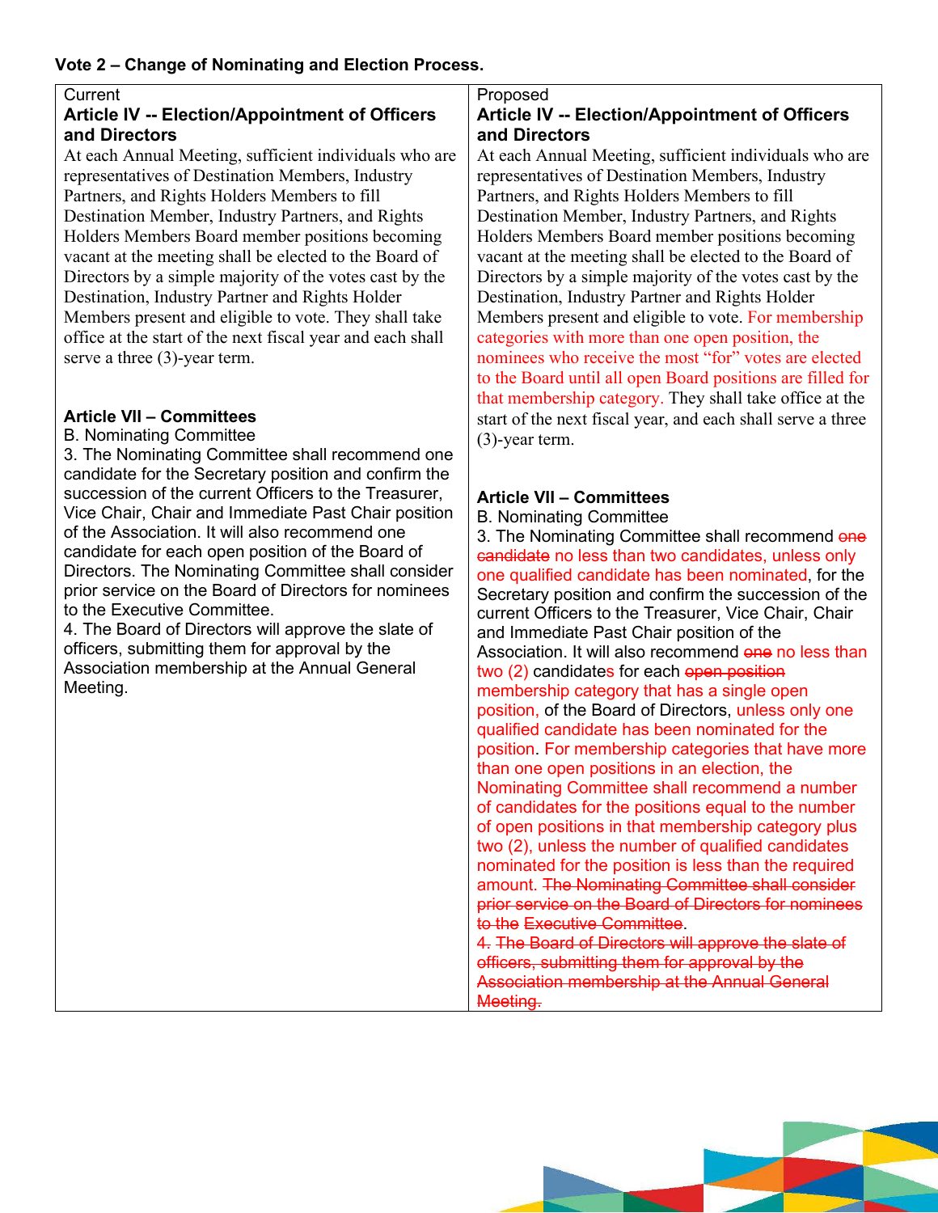**Vote 2 – Change of Nominating and Election Process.**

| Current | Proposed |
|---|---|
| **Article IV -- Election/Appointment of Officers and Directors**<br>At each Annual Meeting, sufficient individuals who are representatives of Destination Members, Industry Partners, and Rights Holders Members to fill Destination Member, Industry Partners, and Rights Holders Members Board member positions becoming vacant at the meeting shall be elected to the Board of Directors by a simple majority of the votes cast by the Destination, Industry Partner and Rights Holder Members present and eligible to vote. They shall take office at the start of the next fiscal year and each shall serve a three (3)-year term. | **Article IV -- Election/Appointment of Officers and Directors**<br>At each Annual Meeting, sufficient individuals who are representatives of Destination Members, Industry Partners, and Rights Holders Members to fill Destination Member, Industry Partners, and Rights Holders Members Board member positions becoming vacant at the meeting shall be elected to the Board of Directors by a simple majority of the votes cast by the Destination, Industry Partner and Rights Holder Members present and eligible to vote. For membership categories with more than one open position, the nominees who receive the most "for" votes are elected to the Board until all open Board positions are filled for that membership category. They shall take office at the start of the next fiscal year, and each shall serve a three (3)-year term. |
| **Article VII – Committees**<br>B. Nominating Committee<br>3. The Nominating Committee shall recommend one candidate for the Secretary position and confirm the succession of the current Officers to the Treasurer, Vice Chair, Chair and Immediate Past Chair position of the Association. It will also recommend one candidate for each open position of the Board of Directors. The Nominating Committee shall consider prior service on the Board of Directors for nominees to the Executive Committee.<br>4. The Board of Directors will approve the slate of officers, submitting them for approval by the Association membership at the Annual General Meeting. | **Article VII – Committees**<br>B. Nominating Committee<br>3. The Nominating Committee shall recommend ~~one candidate~~ no less than two candidates, unless only one qualified candidate has been nominated, for the Secretary position and confirm the succession of the current Officers to the Treasurer, Vice Chair, Chair and Immediate Past Chair position of the Association. It will also recommend ~~one~~ no less than two (2) candidates for each ~~open position~~ membership category that has a single open position, of the Board of Directors, unless only one qualified candidate has been nominated for the position. For membership categories that have more than one open positions in an election, the Nominating Committee shall recommend a number of candidates for the positions equal to the number of open positions in that membership category plus two (2), unless the number of qualified candidates nominated for the position is less than the required amount. ~~The Nominating Committee shall consider prior service on the Board of Directors for nominees to the Executive Committee~~.<br>~~4. The Board of Directors will approve the slate of officers, submitting them for approval by the Association membership at the Annual General Meeting.~~ |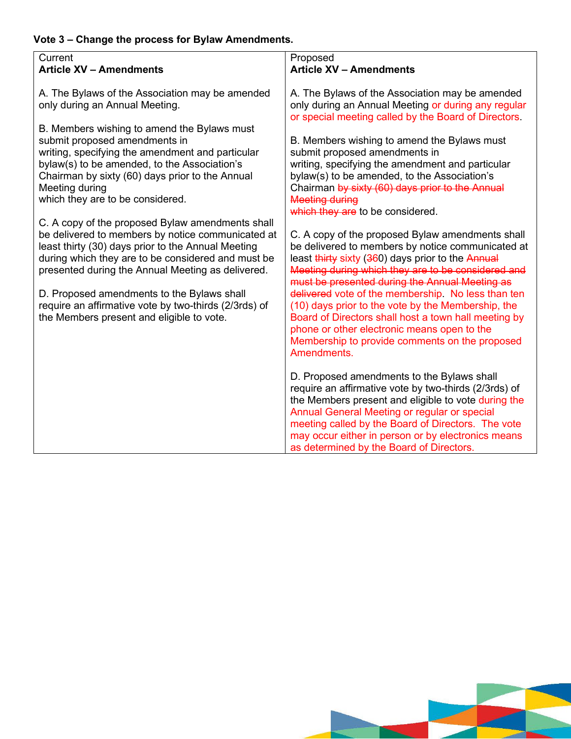**Vote 3 – Change the process for Bylaw Amendments.**

| Current<br>**Article XV – Amendments** | Proposed<br>**Article XV – Amendments** |
|---|---|
| A. The Bylaws of the Association may be amended only during an Annual Meeting.<br><br>B. Members wishing to amend the Bylaws must submit proposed amendments in writing, specifying the amendment and particular bylaw(s) to be amended, to the Association's Chairman by sixty (60) days prior to the Annual Meeting during which they are to be considered.<br><br>C. A copy of the proposed Bylaw amendments shall be delivered to members by notice communicated at least thirty (30) days prior to the Annual Meeting during which they are to be considered and must be presented during the Annual Meeting as delivered.<br><br>D. Proposed amendments to the Bylaws shall require an affirmative vote by two-thirds (2/3rds) of the Members present and eligible to vote. | A. The Bylaws of the Association may be amended only during an Annual Meeting or during any regular or special meeting called by the Board of Directors.<br><br>B. Members wishing to amend the Bylaws must submit proposed amendments in writing, specifying the amendment and particular bylaw(s) to be amended, to the Association's Chairman ~~by sixty (60) days prior to the Annual Meeting during which they are~~ to be considered.<br><br>C. A copy of the proposed Bylaw amendments shall be delivered to members by notice communicated at least ~~thirty~~ sixty (~~3~~60) days prior to the ~~Annual Meeting during which they are to be considered and must be presented during the Annual Meeting as delivered~~ vote of the membership. No less than ten (10) days prior to the vote by the Membership, the Board of Directors shall host a town hall meeting by phone or other electronic means open to the Membership to provide comments on the proposed Amendments.<br><br>D. Proposed amendments to the Bylaws shall require an affirmative vote by two-thirds (2/3rds) of the Members present and eligible to vote during the Annual General Meeting or regular or special meeting called by the Board of Directors. The vote may occur either in person or by electronics means as determined by the Board of Directors. |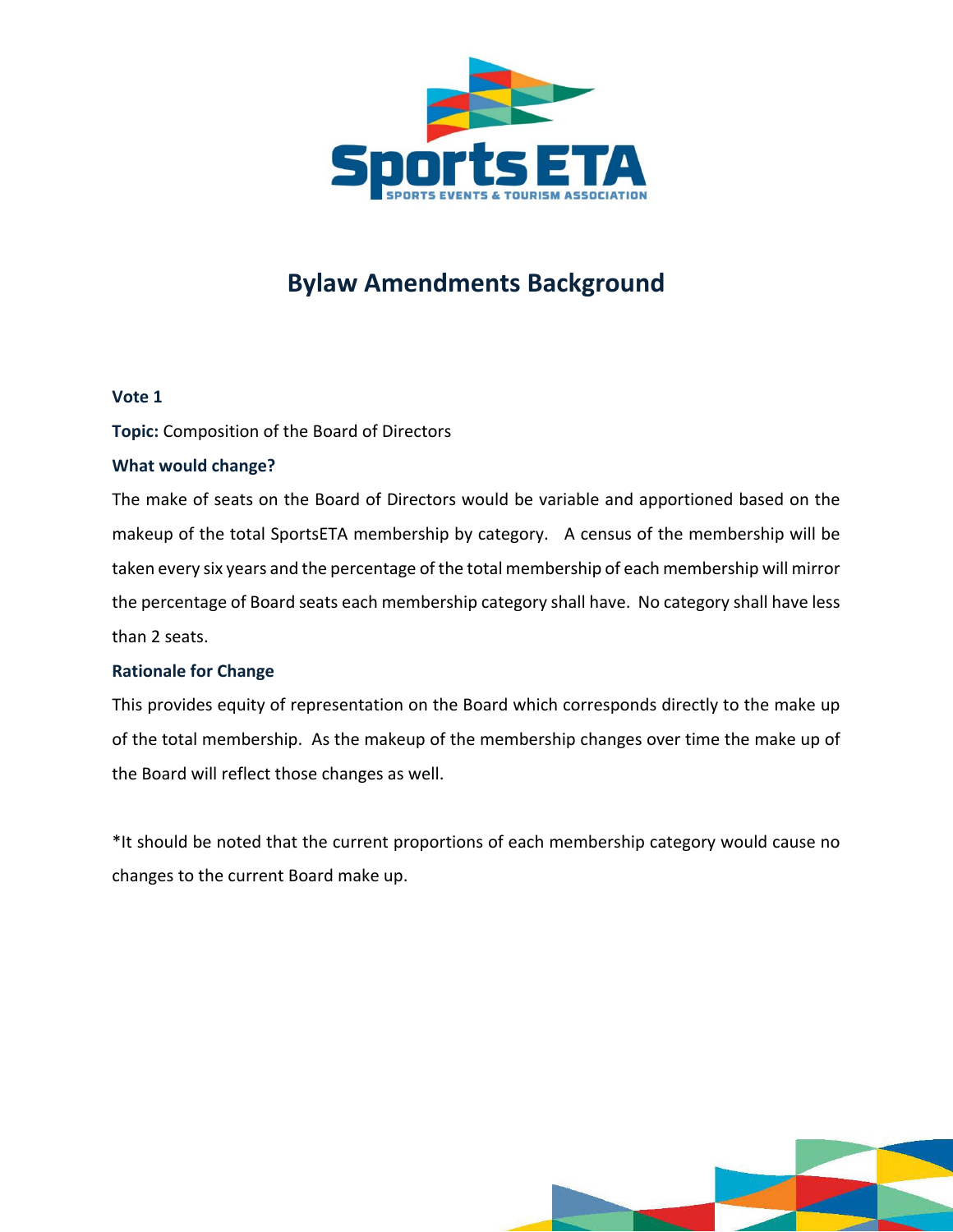# Bylaw Amendments Background

**Vote 1**

**Topic:** Composition of the Board of Directors

**What would change?**

The make of seats on the Board of Directors would be variable and apportioned based on the makeup of the total SportsETA membership by category. A census of the membership will be taken every six years and the percentage of the total membership of each membership will mirror the percentage of Board seats each membership category shall have. No category shall have less than 2 seats.

**Rationale for Change**

This provides equity of representation on the Board which corresponds directly to the make up of the total membership. As the makeup of the membership changes over time the make up of the Board will reflect those changes as well.

*It should be noted that the current proportions of each membership category would cause no changes to the current Board make up.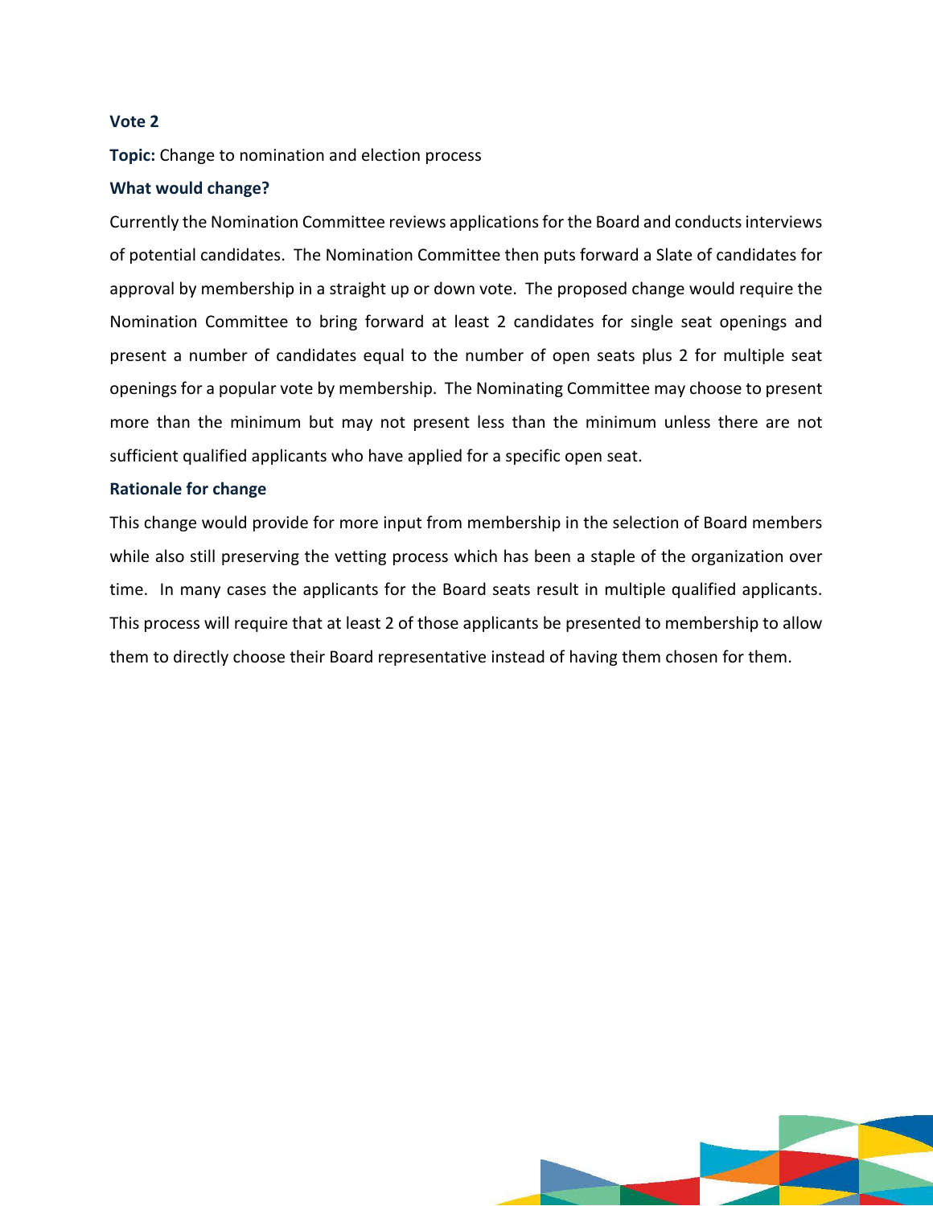## Vote 2

**Topic:** Change to nomination and election process

### What would change?

Currently the Nomination Committee reviews applications for the Board and conducts interviews of potential candidates. The Nomination Committee then puts forward a Slate of candidates for approval by membership in a straight up or down vote. The proposed change would require the Nomination Committee to bring forward at least 2 candidates for single seat openings and present a number of candidates equal to the number of open seats plus 2 for multiple seat openings for a popular vote by membership. The Nominating Committee may choose to present more than the minimum but may not present less than the minimum unless there are not sufficient qualified applicants who have applied for a specific open seat.

### Rationale for change

This change would provide for more input from membership in the selection of Board members while also still preserving the vetting process which has been a staple of the organization over time. In many cases the applicants for the Board seats result in multiple qualified applicants. This process will require that at least 2 of those applicants be presented to membership to allow them to directly choose their Board representative instead of having them chosen for them.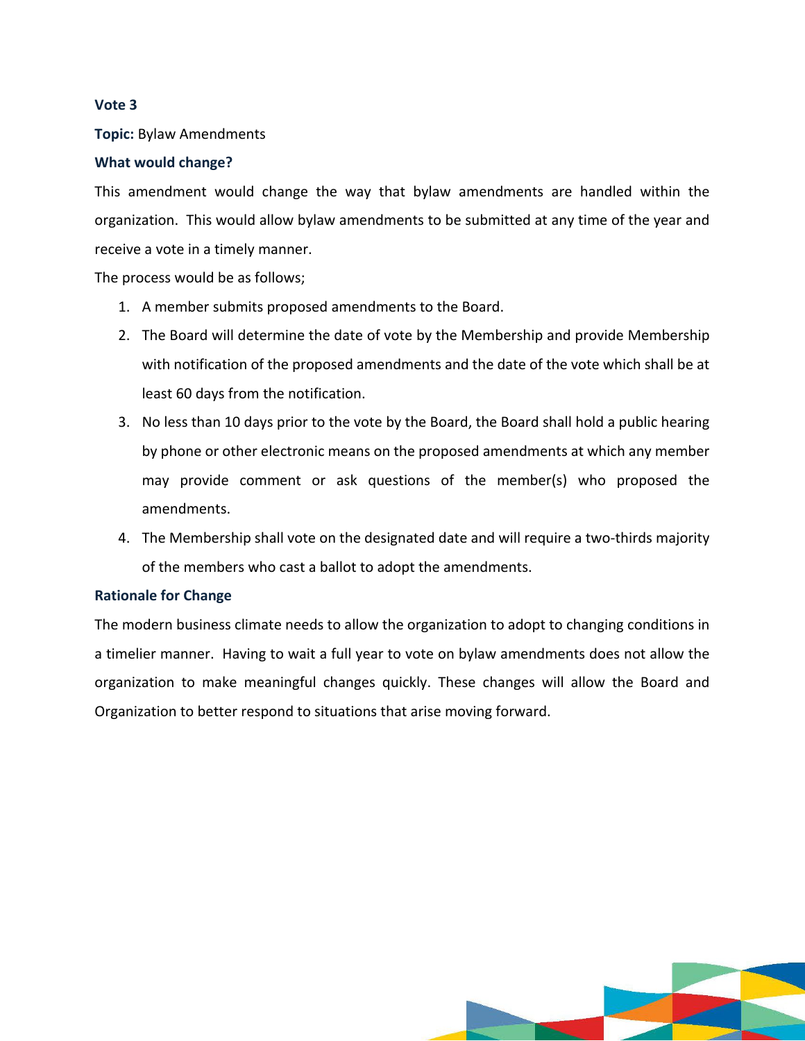**Vote 3**

**Topic:** Bylaw Amendments

**What would change?**

This amendment would change the way that bylaw amendments are handled within the organization. This would allow bylaw amendments to be submitted at any time of the year and receive a vote in a timely manner.

The process would be as follows;

1. A member submits proposed amendments to the Board.
2. The Board will determine the date of vote by the Membership and provide Membership with notification of the proposed amendments and the date of the vote which shall be at least 60 days from the notification.
3. No less than 10 days prior to the vote by the Board, the Board shall hold a public hearing by phone or other electronic means on the proposed amendments at which any member may provide comment or ask questions of the member(s) who proposed the amendments.
4. The Membership shall vote on the designated date and will require a two-thirds majority of the members who cast a ballot to adopt the amendments.

**Rationale for Change**

The modern business climate needs to allow the organization to adopt to changing conditions in a timelier manner. Having to wait a full year to vote on bylaw amendments does not allow the organization to make meaningful changes quickly. These changes will allow the Board and Organization to better respond to situations that arise moving forward.